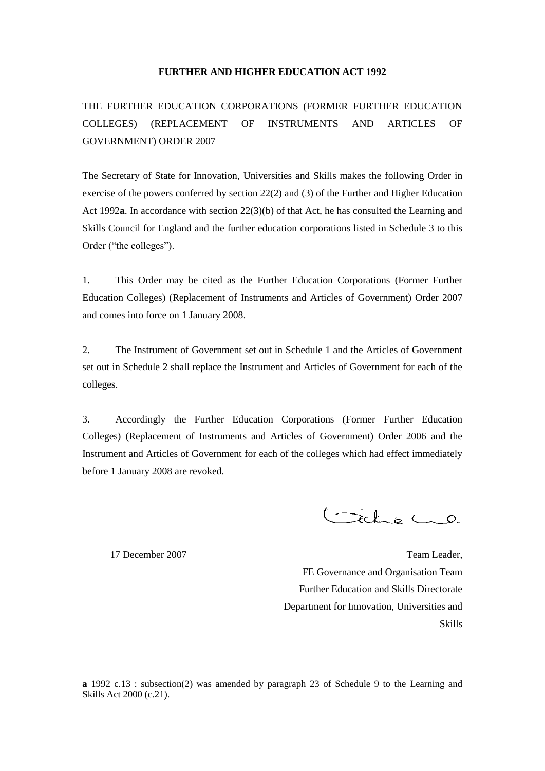**FURTHER AND HIGHER EDUCATION ACT 1992**

THE FURTHER EDUCATION CORPORATIONS (FORMER FURTHER EDUCATION COLLEGES) (REPLACEMENT OF INSTRUMENTS AND ARTICLES OF GOVERNMENT) ORDER 2007

The Secretary of State for Innovation, Universities and Skills makes the following Order in exercise of the powers conferred by section 22(2) and (3) of the Further and Higher Education Act 1992**a**. In accordance with section 22(3)(b) of that Act, he has consulted the Learning and Skills Council for England and the further education corporations listed in Schedule 3 to this Order ("the colleges").

1. This Order may be cited as the Further Education Corporations (Former Further Education Colleges) (Replacement of Instruments and Articles of Government) Order 2007 and comes into force on 1 January 2008.

2. The Instrument of Government set out in Schedule 1 and the Articles of Government set out in Schedule 2 shall replace the Instrument and Articles of Government for each of the colleges.

3. Accordingly the Further Education Corporations (Former Further Education Colleges) (Replacement of Instruments and Articles of Government) Order 2006 and the Instrument and Articles of Government for each of the colleges which had effect immediately before 1 January 2008 are revoked.

17 December 2007

Team Leader,
FE Governance and Organisation Team
Further Education and Skills Directorate
Department for Innovation, Universities and Skills

**a** 1992 c.13 : subsection(2) was amended by paragraph 23 of Schedule 9 to the Learning and Skills Act 2000 (c.21).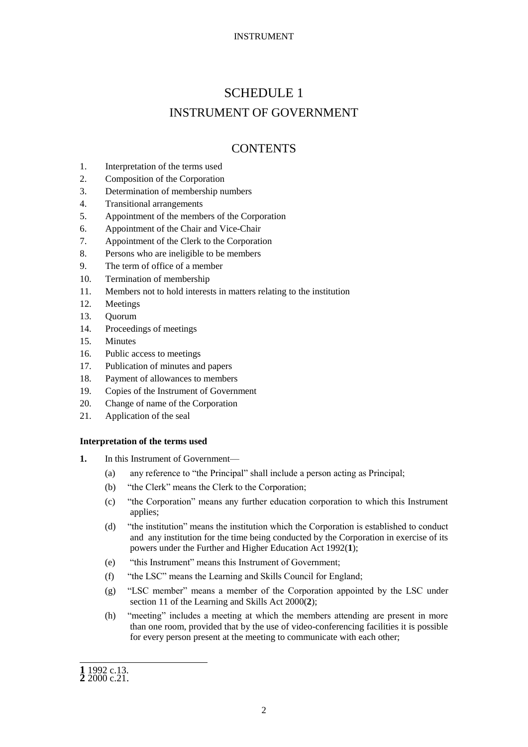# SCHEDULE 1

# INSTRUMENT OF GOVERNMENT

## CONTENTS

1. Interpretation of the terms used
2. Composition of the Corporation
3. Determination of membership numbers
4. Transitional arrangements
5. Appointment of the members of the Corporation
6. Appointment of the Chair and Vice-Chair
7. Appointment of the Clerk to the Corporation
8. Persons who are ineligible to be members
9. The term of office of a member
10. Termination of membership
11. Members not to hold interests in matters relating to the institution
12. Meetings
13. Quorum
14. Proceedings of meetings
15. Minutes
16. Public access to meetings
17. Publication of minutes and papers
18. Payment of allowances to members
19. Copies of the Instrument of Government
20. Change of name of the Corporation
21. Application of the seal

**Interpretation of the terms used**

**1.** In this Instrument of Government—

(a) any reference to "the Principal" shall include a person acting as Principal;

(b) "the Clerk" means the Clerk to the Corporation;

(c) "the Corporation" means any further education corporation to which this Instrument applies;

(d) "the institution" means the institution which the Corporation is established to conduct and any institution for the time being conducted by the Corporation in exercise of its powers under the Further and Higher Education Act 1992([1]);

(e) "this Instrument" means this Instrument of Government;

(f) "the LSC" means the Learning and Skills Council for England;

(g) "LSC member" means a member of the Corporation appointed by the LSC under section 11 of the Learning and Skills Act 2000([2]);

(h) "meeting" includes a meeting at which the members attending are present in more than one room, provided that by the use of video-conferencing facilities it is possible for every person present at the meeting to communicate with each other;

---

**1** 1992 c.13.
**2** 2000 c.21.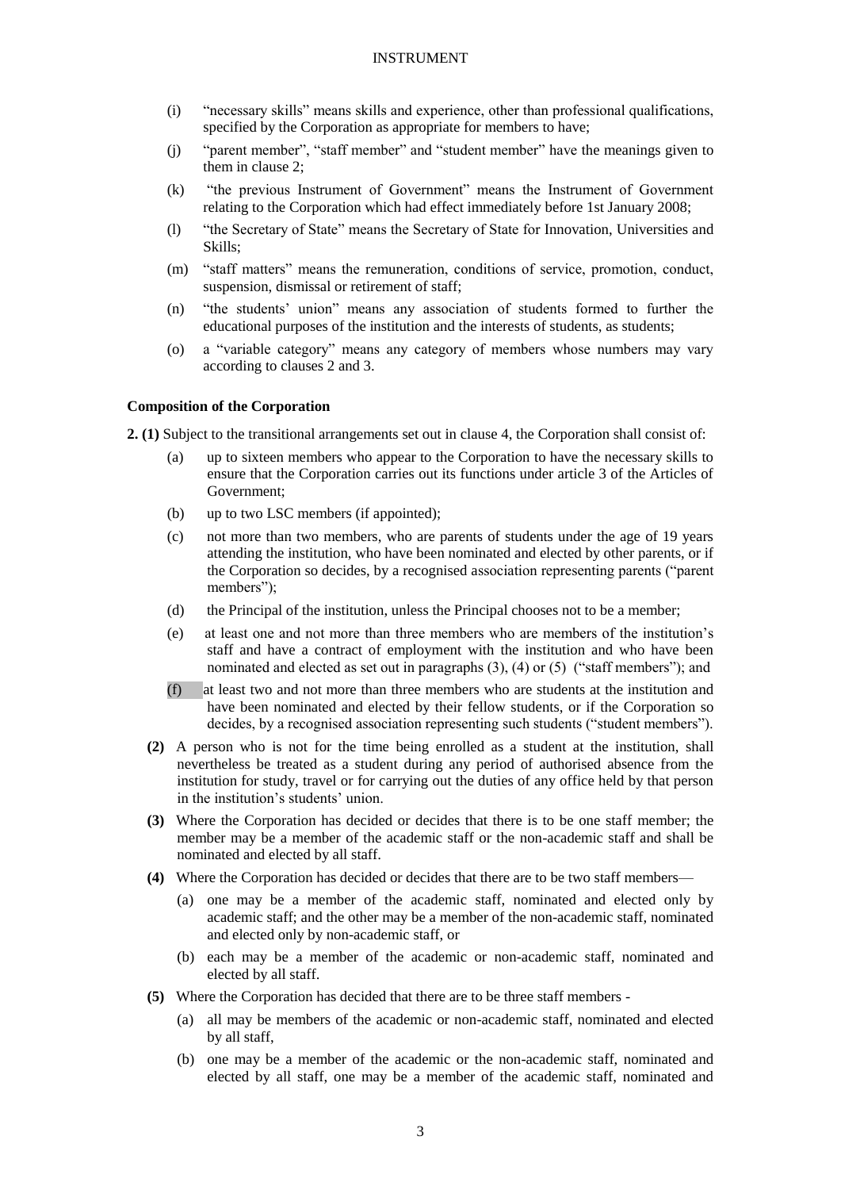(i) "necessary skills" means skills and experience, other than professional qualifications, specified by the Corporation as appropriate for members to have;

(j) "parent member", "staff member" and "student member" have the meanings given to them in clause 2;

(k) "the previous Instrument of Government" means the Instrument of Government relating to the Corporation which had effect immediately before 1st January 2008;

(l) "the Secretary of State" means the Secretary of State for Innovation, Universities and Skills;

(m) "staff matters" means the remuneration, conditions of service, promotion, conduct, suspension, dismissal or retirement of staff;

(n) "the students' union" means any association of students formed to further the educational purposes of the institution and the interests of students, as students;

(o) a "variable category" means any category of members whose numbers may vary according to clauses 2 and 3.

**Composition of the Corporation**

**2. (1)** Subject to the transitional arrangements set out in clause 4, the Corporation shall consist of:

(a) up to sixteen members who appear to the Corporation to have the necessary skills to ensure that the Corporation carries out its functions under article 3 of the Articles of Government;

(b) up to two LSC members (if appointed);

(c) not more than two members, who are parents of students under the age of 19 years attending the institution, who have been nominated and elected by other parents, or if the Corporation so decides, by a recognised association representing parents ("parent members");

(d) the Principal of the institution, unless the Principal chooses not to be a member;

(e) at least one and not more than three members who are members of the institution's staff and have a contract of employment with the institution and who have been nominated and elected as set out in paragraphs (3), (4) or (5) ("staff members"); and

(f) at least two and not more than three members who are students at the institution and have been nominated and elected by their fellow students, or if the Corporation so decides, by a recognised association representing such students ("student members").

**(2)** A person who is not for the time being enrolled as a student at the institution, shall nevertheless be treated as a student during any period of authorised absence from the institution for study, travel or for carrying out the duties of any office held by that person in the institution's students' union.

**(3)** Where the Corporation has decided or decides that there is to be one staff member; the member may be a member of the academic staff or the non-academic staff and shall be nominated and elected by all staff.

**(4)** Where the Corporation has decided or decides that there are to be two staff members—

(a) one may be a member of the academic staff, nominated and elected only by academic staff; and the other may be a member of the non-academic staff, nominated and elected only by non-academic staff, or

(b) each may be a member of the academic or non-academic staff, nominated and elected by all staff.

**(5)** Where the Corporation has decided that there are to be three staff members -

(a) all may be members of the academic or non-academic staff, nominated and elected by all staff,

(b) one may be a member of the academic or the non-academic staff, nominated and elected by all staff, one may be a member of the academic staff, nominated and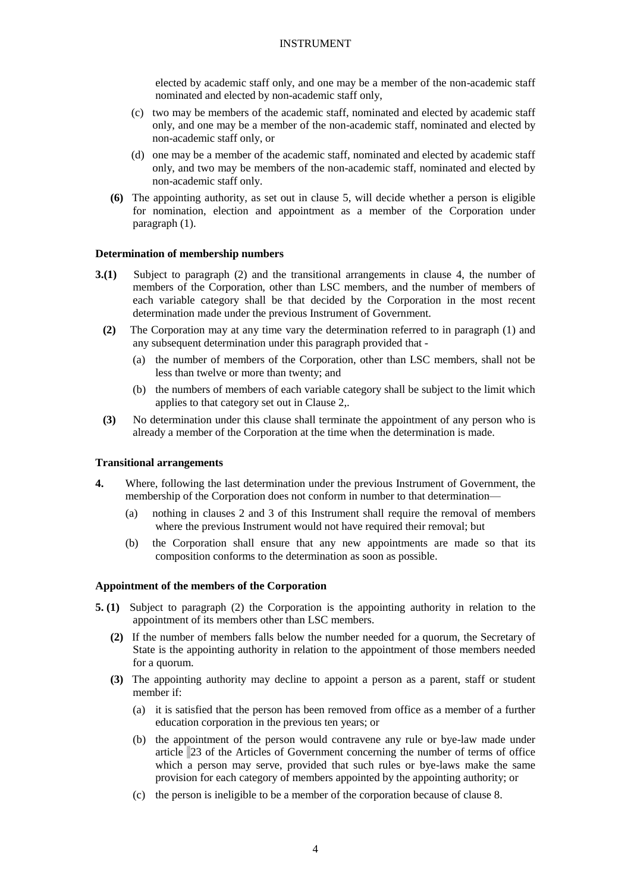elected by academic staff only, and one may be a member of the non-academic staff nominated and elected by non-academic staff only,

(c) two may be members of the academic staff, nominated and elected by academic staff only, and one may be a member of the non-academic staff, nominated and elected by non-academic staff only, or

(d) one may be a member of the academic staff, nominated and elected by academic staff only, and two may be members of the non-academic staff, nominated and elected by non-academic staff only.

**(6)** The appointing authority, as set out in clause 5, will decide whether a person is eligible for nomination, election and appointment as a member of the Corporation under paragraph (1).

**Determination of membership numbers**

**3.(1)** Subject to paragraph (2) and the transitional arrangements in clause 4, the number of members of the Corporation, other than LSC members, and the number of members of each variable category shall be that decided by the Corporation in the most recent determination made under the previous Instrument of Government.

**(2)** The Corporation may at any time vary the determination referred to in paragraph (1) and any subsequent determination under this paragraph provided that -

(a) the number of members of the Corporation, other than LSC members, shall not be less than twelve or more than twenty; and

(b) the numbers of members of each variable category shall be subject to the limit which applies to that category set out in Clause 2,.

**(3)** No determination under this clause shall terminate the appointment of any person who is already a member of the Corporation at the time when the determination is made.

**Transitional arrangements**

**4.** Where, following the last determination under the previous Instrument of Government, the membership of the Corporation does not conform in number to that determination—

(a) nothing in clauses 2 and 3 of this Instrument shall require the removal of members where the previous Instrument would not have required their removal; but

(b) the Corporation shall ensure that any new appointments are made so that its composition conforms to the determination as soon as possible.

**Appointment of the members of the Corporation**

**5. (1)** Subject to paragraph (2) the Corporation is the appointing authority in relation to the appointment of its members other than LSC members.

**(2)** If the number of members falls below the number needed for a quorum, the Secretary of State is the appointing authority in relation to the appointment of those members needed for a quorum.

**(3)** The appointing authority may decline to appoint a person as a parent, staff or student member if:

(a) it is satisfied that the person has been removed from office as a member of a further education corporation in the previous ten years; or

(b) the appointment of the person would contravene any rule or bye-law made under article 23 of the Articles of Government concerning the number of terms of office which a person may serve, provided that such rules or bye-laws make the same provision for each category of members appointed by the appointing authority; or

(c) the person is ineligible to be a member of the corporation because of clause 8.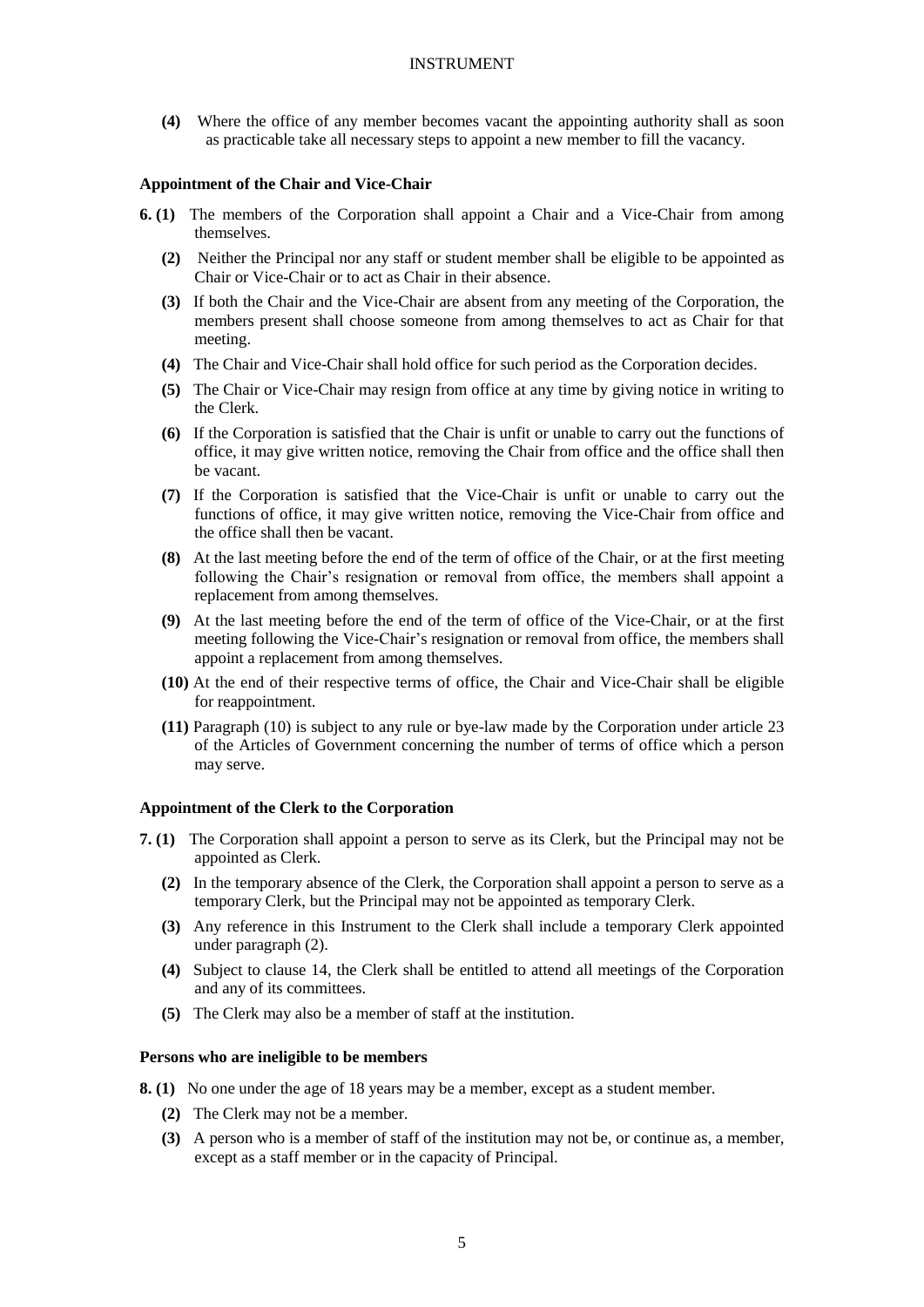**(4)** Where the office of any member becomes vacant the appointing authority shall as soon as practicable take all necessary steps to appoint a new member to fill the vacancy.

### Appointment of the Chair and Vice-Chair

**6. (1)** The members of the Corporation shall appoint a Chair and a Vice-Chair from among themselves.

**(2)** Neither the Principal nor any staff or student member shall be eligible to be appointed as Chair or Vice-Chair or to act as Chair in their absence.

**(3)** If both the Chair and the Vice-Chair are absent from any meeting of the Corporation, the members present shall choose someone from among themselves to act as Chair for that meeting.

**(4)** The Chair and Vice-Chair shall hold office for such period as the Corporation decides.

**(5)** The Chair or Vice-Chair may resign from office at any time by giving notice in writing to the Clerk.

**(6)** If the Corporation is satisfied that the Chair is unfit or unable to carry out the functions of office, it may give written notice, removing the Chair from office and the office shall then be vacant.

**(7)** If the Corporation is satisfied that the Vice-Chair is unfit or unable to carry out the functions of office, it may give written notice, removing the Vice-Chair from office and the office shall then be vacant.

**(8)** At the last meeting before the end of the term of office of the Chair, or at the first meeting following the Chair's resignation or removal from office, the members shall appoint a replacement from among themselves.

**(9)** At the last meeting before the end of the term of office of the Vice-Chair, or at the first meeting following the Vice-Chair's resignation or removal from office, the members shall appoint a replacement from among themselves.

**(10)** At the end of their respective terms of office, the Chair and Vice-Chair shall be eligible for reappointment.

**(11)** Paragraph (10) is subject to any rule or bye-law made by the Corporation under article 23 of the Articles of Government concerning the number of terms of office which a person may serve.

### Appointment of the Clerk to the Corporation

**7. (1)** The Corporation shall appoint a person to serve as its Clerk, but the Principal may not be appointed as Clerk.

**(2)** In the temporary absence of the Clerk, the Corporation shall appoint a person to serve as a temporary Clerk, but the Principal may not be appointed as temporary Clerk.

**(3)** Any reference in this Instrument to the Clerk shall include a temporary Clerk appointed under paragraph (2).

**(4)** Subject to clause 14, the Clerk shall be entitled to attend all meetings of the Corporation and any of its committees.

**(5)** The Clerk may also be a member of staff at the institution.

### Persons who are ineligible to be members

**8. (1)** No one under the age of 18 years may be a member, except as a student member.

**(2)** The Clerk may not be a member.

**(3)** A person who is a member of staff of the institution may not be, or continue as, a member, except as a staff member or in the capacity of Principal.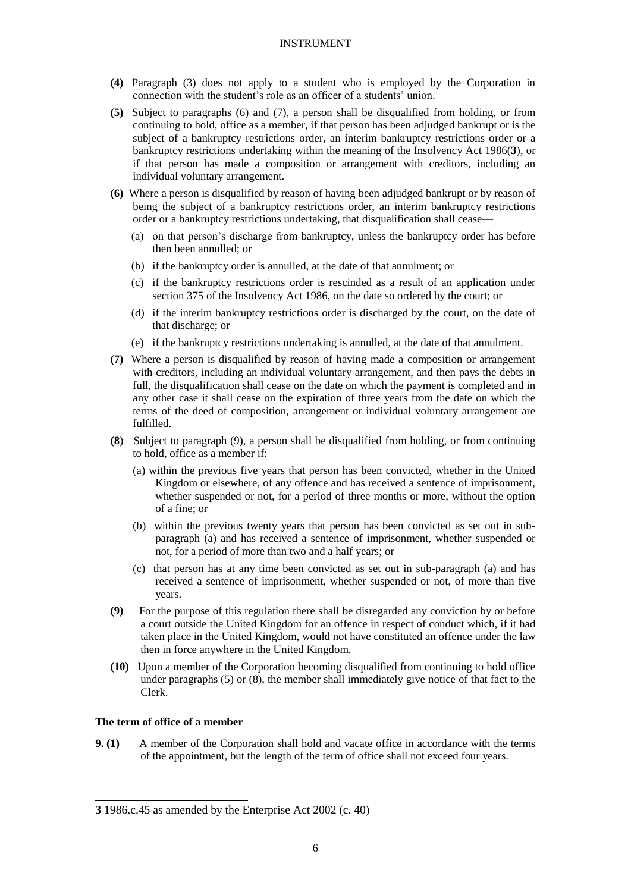**(4)** Paragraph (3) does not apply to a student who is employed by the Corporation in connection with the student's role as an officer of a students' union.

**(5)** Subject to paragraphs (6) and (7), a person shall be disqualified from holding, or from continuing to hold, office as a member, if that person has been adjudged bankrupt or is the subject of a bankruptcy restrictions order, an interim bankruptcy restrictions order or a bankruptcy restrictions undertaking within the meaning of the Insolvency Act 1986(**3**), or if that person has made a composition or arrangement with creditors, including an individual voluntary arrangement.

**(6)** Where a person is disqualified by reason of having been adjudged bankrupt or by reason of being the subject of a bankruptcy restrictions order, an interim bankruptcy restrictions order or a bankruptcy restrictions undertaking, that disqualification shall cease—

(a) on that person's discharge from bankruptcy, unless the bankruptcy order has before then been annulled; or

(b) if the bankruptcy order is annulled, at the date of that annulment; or

(c) if the bankruptcy restrictions order is rescinded as a result of an application under section 375 of the Insolvency Act 1986, on the date so ordered by the court; or

(d) if the interim bankruptcy restrictions order is discharged by the court, on the date of that discharge; or

(e) if the bankruptcy restrictions undertaking is annulled, at the date of that annulment.

**(7)** Where a person is disqualified by reason of having made a composition or arrangement with creditors, including an individual voluntary arrangement, and then pays the debts in full, the disqualification shall cease on the date on which the payment is completed and in any other case it shall cease on the expiration of three years from the date on which the terms of the deed of composition, arrangement or individual voluntary arrangement are fulfilled.

**(8)** Subject to paragraph (9), a person shall be disqualified from holding, or from continuing to hold, office as a member if:

(a) within the previous five years that person has been convicted, whether in the United Kingdom or elsewhere, of any offence and has received a sentence of imprisonment, whether suspended or not, for a period of three months or more, without the option of a fine; or

(b) within the previous twenty years that person has been convicted as set out in sub-paragraph (a) and has received a sentence of imprisonment, whether suspended or not, for a period of more than two and a half years; or

(c) that person has at any time been convicted as set out in sub-paragraph (a) and has received a sentence of imprisonment, whether suspended or not, of more than five years.

**(9)** For the purpose of this regulation there shall be disregarded any conviction by or before a court outside the United Kingdom for an offence in respect of conduct which, if it had taken place in the United Kingdom, would not have constituted an offence under the law then in force anywhere in the United Kingdom.

**(10)** Upon a member of the Corporation becoming disqualified from continuing to hold office under paragraphs (5) or (8), the member shall immediately give notice of that fact to the Clerk.

**The term of office of a member**

**9. (1)** A member of the Corporation shall hold and vacate office in accordance with the terms of the appointment, but the length of the term of office shall not exceed four years.

---

**3** 1986.c.45 as amended by the Enterprise Act 2002 (c. 40)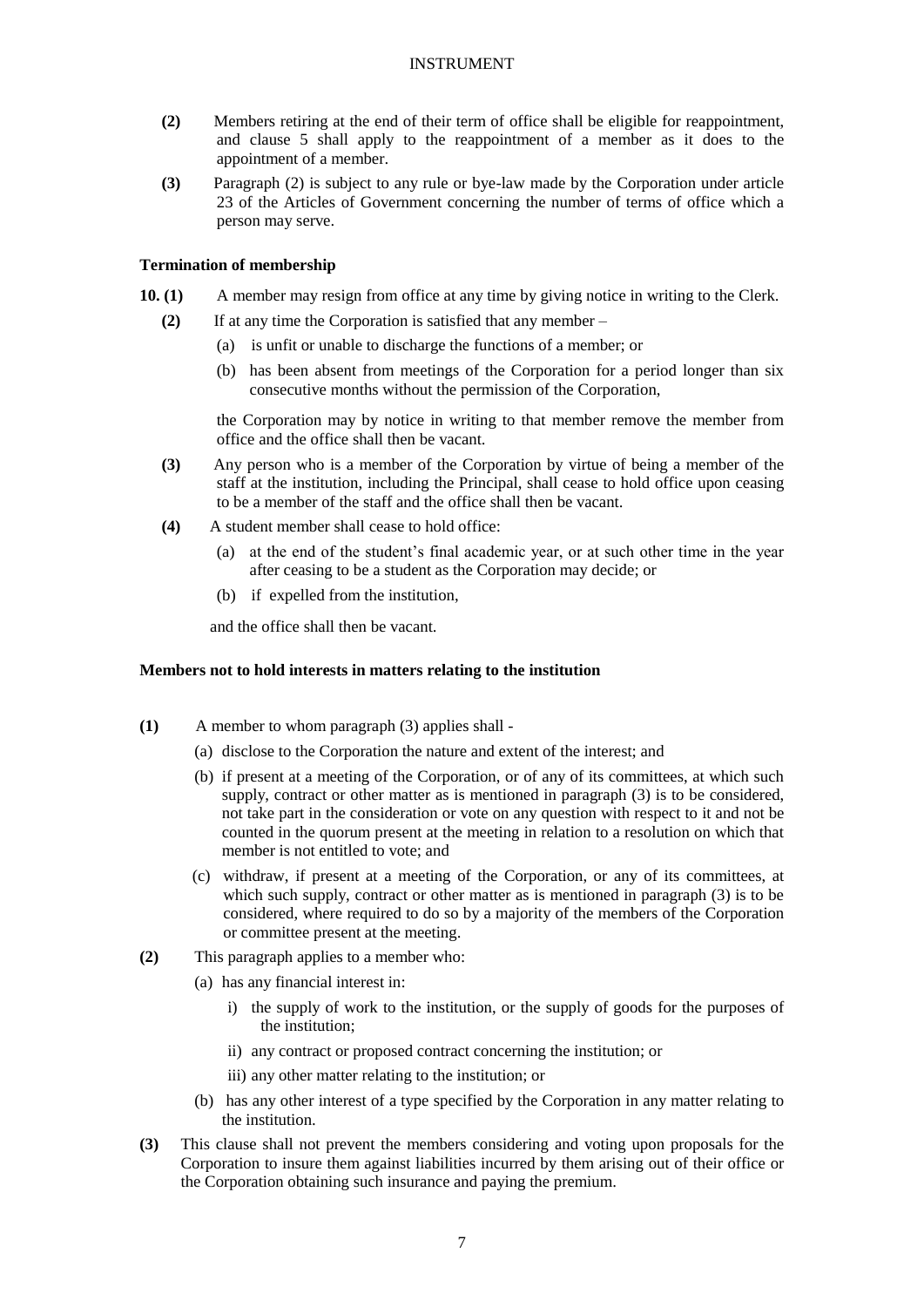**(2)** Members retiring at the end of their term of office shall be eligible for reappointment, and clause 5 shall apply to the reappointment of a member as it does to the appointment of a member.

**(3)** Paragraph (2) is subject to any rule or bye-law made by the Corporation under article 23 of the Articles of Government concerning the number of terms of office which a person may serve.

**Termination of membership**

**10. (1)** A member may resign from office at any time by giving notice in writing to the Clerk.

**(2)** If at any time the Corporation is satisfied that any member –

(a) is unfit or unable to discharge the functions of a member; or

(b) has been absent from meetings of the Corporation for a period longer than six consecutive months without the permission of the Corporation,

the Corporation may by notice in writing to that member remove the member from office and the office shall then be vacant.

**(3)** Any person who is a member of the Corporation by virtue of being a member of the staff at the institution, including the Principal, shall cease to hold office upon ceasing to be a member of the staff and the office shall then be vacant.

**(4)** A student member shall cease to hold office:

(a) at the end of the student's final academic year, or at such other time in the year after ceasing to be a student as the Corporation may decide; or

(b) if expelled from the institution,

and the office shall then be vacant.

**Members not to hold interests in matters relating to the institution**

**(1)** A member to whom paragraph (3) applies shall -

(a) disclose to the Corporation the nature and extent of the interest; and

(b) if present at a meeting of the Corporation, or of any of its committees, at which such supply, contract or other matter as is mentioned in paragraph (3) is to be considered, not take part in the consideration or vote on any question with respect to it and not be counted in the quorum present at the meeting in relation to a resolution on which that member is not entitled to vote; and

(c) withdraw, if present at a meeting of the Corporation, or any of its committees, at which such supply, contract or other matter as is mentioned in paragraph (3) is to be considered, where required to do so by a majority of the members of the Corporation or committee present at the meeting.

**(2)** This paragraph applies to a member who:

(a) has any financial interest in:

i) the supply of work to the institution, or the supply of goods for the purposes of the institution;

ii) any contract or proposed contract concerning the institution; or

iii) any other matter relating to the institution; or

(b) has any other interest of a type specified by the Corporation in any matter relating to the institution.

**(3)** This clause shall not prevent the members considering and voting upon proposals for the Corporation to insure them against liabilities incurred by them arising out of their office or the Corporation obtaining such insurance and paying the premium.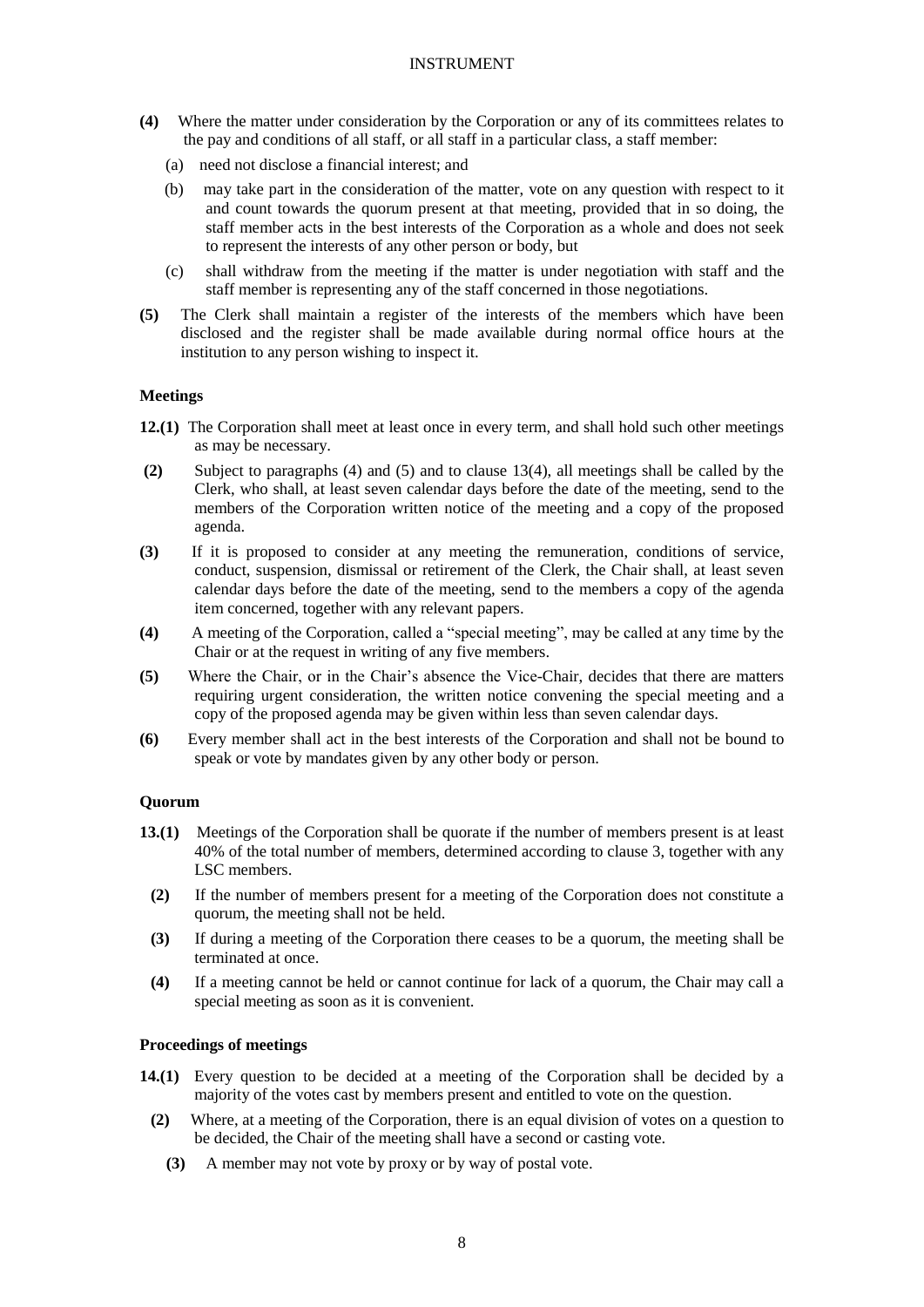**(4)** Where the matter under consideration by the Corporation or any of its committees relates to the pay and conditions of all staff, or all staff in a particular class, a staff member:

(a) need not disclose a financial interest; and

(b) may take part in the consideration of the matter, vote on any question with respect to it and count towards the quorum present at that meeting, provided that in so doing, the staff member acts in the best interests of the Corporation as a whole and does not seek to represent the interests of any other person or body, but

(c) shall withdraw from the meeting if the matter is under negotiation with staff and the staff member is representing any of the staff concerned in those negotiations.

**(5)** The Clerk shall maintain a register of the interests of the members which have been disclosed and the register shall be made available during normal office hours at the institution to any person wishing to inspect it.

**Meetings**

**12.(1)** The Corporation shall meet at least once in every term, and shall hold such other meetings as may be necessary.

**(2)** Subject to paragraphs (4) and (5) and to clause 13(4), all meetings shall be called by the Clerk, who shall, at least seven calendar days before the date of the meeting, send to the members of the Corporation written notice of the meeting and a copy of the proposed agenda.

**(3)** If it is proposed to consider at any meeting the remuneration, conditions of service, conduct, suspension, dismissal or retirement of the Clerk, the Chair shall, at least seven calendar days before the date of the meeting, send to the members a copy of the agenda item concerned, together with any relevant papers.

**(4)** A meeting of the Corporation, called a "special meeting", may be called at any time by the Chair or at the request in writing of any five members.

**(5)** Where the Chair, or in the Chair's absence the Vice-Chair, decides that there are matters requiring urgent consideration, the written notice convening the special meeting and a copy of the proposed agenda may be given within less than seven calendar days.

**(6)** Every member shall act in the best interests of the Corporation and shall not be bound to speak or vote by mandates given by any other body or person.

**Quorum**

**13.(1)** Meetings of the Corporation shall be quorate if the number of members present is at least 40% of the total number of members, determined according to clause 3, together with any LSC members.

**(2)** If the number of members present for a meeting of the Corporation does not constitute a quorum, the meeting shall not be held.

**(3)** If during a meeting of the Corporation there ceases to be a quorum, the meeting shall be terminated at once.

**(4)** If a meeting cannot be held or cannot continue for lack of a quorum, the Chair may call a special meeting as soon as it is convenient.

**Proceedings of meetings**

**14.(1)** Every question to be decided at a meeting of the Corporation shall be decided by a majority of the votes cast by members present and entitled to vote on the question.

**(2)** Where, at a meeting of the Corporation, there is an equal division of votes on a question to be decided, the Chair of the meeting shall have a second or casting vote.

**(3)** A member may not vote by proxy or by way of postal vote.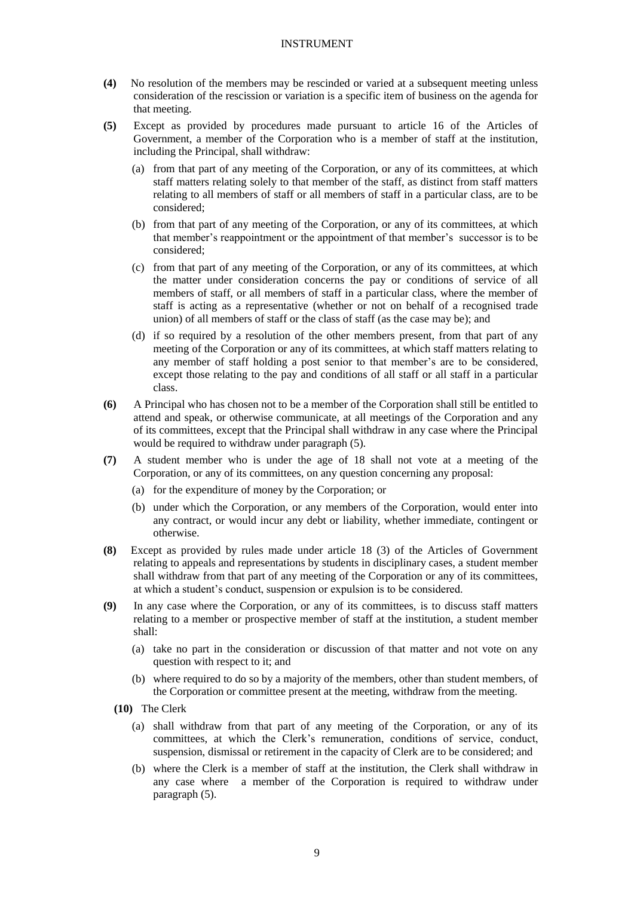**(4)** No resolution of the members may be rescinded or varied at a subsequent meeting unless consideration of the rescission or variation is a specific item of business on the agenda for that meeting.

**(5)** Except as provided by procedures made pursuant to article 16 of the Articles of Government, a member of the Corporation who is a member of staff at the institution, including the Principal, shall withdraw:

(a) from that part of any meeting of the Corporation, or any of its committees, at which staff matters relating solely to that member of the staff, as distinct from staff matters relating to all members of staff or all members of staff in a particular class, are to be considered;

(b) from that part of any meeting of the Corporation, or any of its committees, at which that member's reappointment or the appointment of that member's successor is to be considered;

(c) from that part of any meeting of the Corporation, or any of its committees, at which the matter under consideration concerns the pay or conditions of service of all members of staff, or all members of staff in a particular class, where the member of staff is acting as a representative (whether or not on behalf of a recognised trade union) of all members of staff or the class of staff (as the case may be); and

(d) if so required by a resolution of the other members present, from that part of any meeting of the Corporation or any of its committees, at which staff matters relating to any member of staff holding a post senior to that member's are to be considered, except those relating to the pay and conditions of all staff or all staff in a particular class.

**(6)** A Principal who has chosen not to be a member of the Corporation shall still be entitled to attend and speak, or otherwise communicate, at all meetings of the Corporation and any of its committees, except that the Principal shall withdraw in any case where the Principal would be required to withdraw under paragraph (5).

**(7)** A student member who is under the age of 18 shall not vote at a meeting of the Corporation, or any of its committees, on any question concerning any proposal:

(a) for the expenditure of money by the Corporation; or

(b) under which the Corporation, or any members of the Corporation, would enter into any contract, or would incur any debt or liability, whether immediate, contingent or otherwise.

**(8)** Except as provided by rules made under article 18 (3) of the Articles of Government relating to appeals and representations by students in disciplinary cases, a student member shall withdraw from that part of any meeting of the Corporation or any of its committees, at which a student's conduct, suspension or expulsion is to be considered.

**(9)** In any case where the Corporation, or any of its committees, is to discuss staff matters relating to a member or prospective member of staff at the institution, a student member shall:

(a) take no part in the consideration or discussion of that matter and not vote on any question with respect to it; and

(b) where required to do so by a majority of the members, other than student members, of the Corporation or committee present at the meeting, withdraw from the meeting.

**(10)** The Clerk

(a) shall withdraw from that part of any meeting of the Corporation, or any of its committees, at which the Clerk's remuneration, conditions of service, conduct, suspension, dismissal or retirement in the capacity of Clerk are to be considered; and

(b) where the Clerk is a member of staff at the institution, the Clerk shall withdraw in any case where a member of the Corporation is required to withdraw under paragraph (5).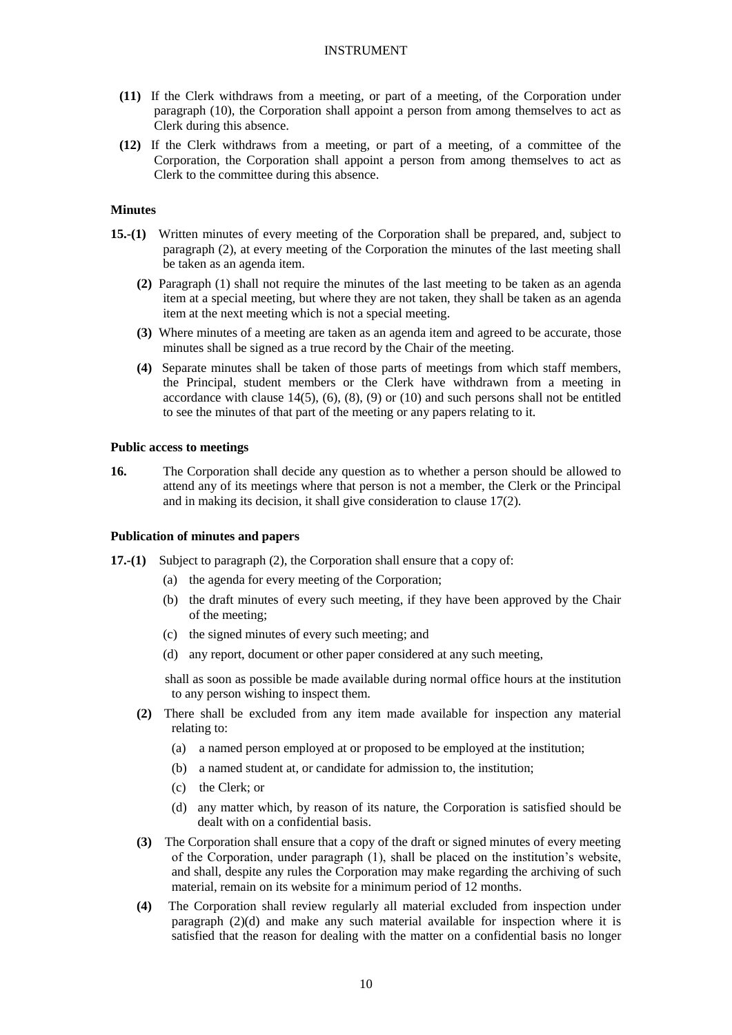**(11)** If the Clerk withdraws from a meeting, or part of a meeting, of the Corporation under paragraph (10), the Corporation shall appoint a person from among themselves to act as Clerk during this absence.

**(12)** If the Clerk withdraws from a meeting, or part of a meeting, of a committee of the Corporation, the Corporation shall appoint a person from among themselves to act as Clerk to the committee during this absence.

### Minutes

**15.-(1)** Written minutes of every meeting of the Corporation shall be prepared, and, subject to paragraph (2), at every meeting of the Corporation the minutes of the last meeting shall be taken as an agenda item.

**(2)** Paragraph (1) shall not require the minutes of the last meeting to be taken as an agenda item at a special meeting, but where they are not taken, they shall be taken as an agenda item at the next meeting which is not a special meeting.

**(3)** Where minutes of a meeting are taken as an agenda item and agreed to be accurate, those minutes shall be signed as a true record by the Chair of the meeting.

**(4)** Separate minutes shall be taken of those parts of meetings from which staff members, the Principal, student members or the Clerk have withdrawn from a meeting in accordance with clause 14(5), (6), (8), (9) or (10) and such persons shall not be entitled to see the minutes of that part of the meeting or any papers relating to it.

### Public access to meetings

**16.** The Corporation shall decide any question as to whether a person should be allowed to attend any of its meetings where that person is not a member, the Clerk or the Principal and in making its decision, it shall give consideration to clause 17(2).

### Publication of minutes and papers

**17.-(1)** Subject to paragraph (2), the Corporation shall ensure that a copy of:

(a) the agenda for every meeting of the Corporation;

(b) the draft minutes of every such meeting, if they have been approved by the Chair of the meeting;

(c) the signed minutes of every such meeting; and

(d) any report, document or other paper considered at any such meeting,

shall as soon as possible be made available during normal office hours at the institution to any person wishing to inspect them.

**(2)** There shall be excluded from any item made available for inspection any material relating to:

(a) a named person employed at or proposed to be employed at the institution;

(b) a named student at, or candidate for admission to, the institution;

(c) the Clerk; or

(d) any matter which, by reason of its nature, the Corporation is satisfied should be dealt with on a confidential basis.

**(3)** The Corporation shall ensure that a copy of the draft or signed minutes of every meeting of the Corporation, under paragraph (1), shall be placed on the institution's website, and shall, despite any rules the Corporation may make regarding the archiving of such material, remain on its website for a minimum period of 12 months.

**(4)** The Corporation shall review regularly all material excluded from inspection under paragraph (2)(d) and make any such material available for inspection where it is satisfied that the reason for dealing with the matter on a confidential basis no longer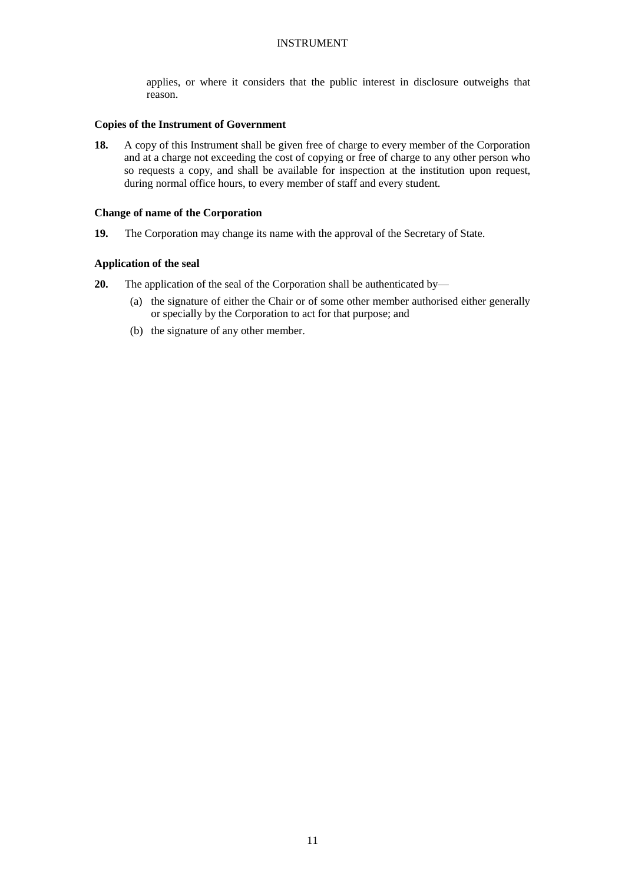applies, or where it considers that the public interest in disclosure outweighs that reason.

**Copies of the Instrument of Government**

**18.** A copy of this Instrument shall be given free of charge to every member of the Corporation and at a charge not exceeding the cost of copying or free of charge to any other person who so requests a copy, and shall be available for inspection at the institution upon request, during normal office hours, to every member of staff and every student.

**Change of name of the Corporation**

**19.** The Corporation may change its name with the approval of the Secretary of State.

**Application of the seal**

**20.** The application of the seal of the Corporation shall be authenticated by—

(a) the signature of either the Chair or of some other member authorised either generally or specially by the Corporation to act for that purpose; and

(b) the signature of any other member.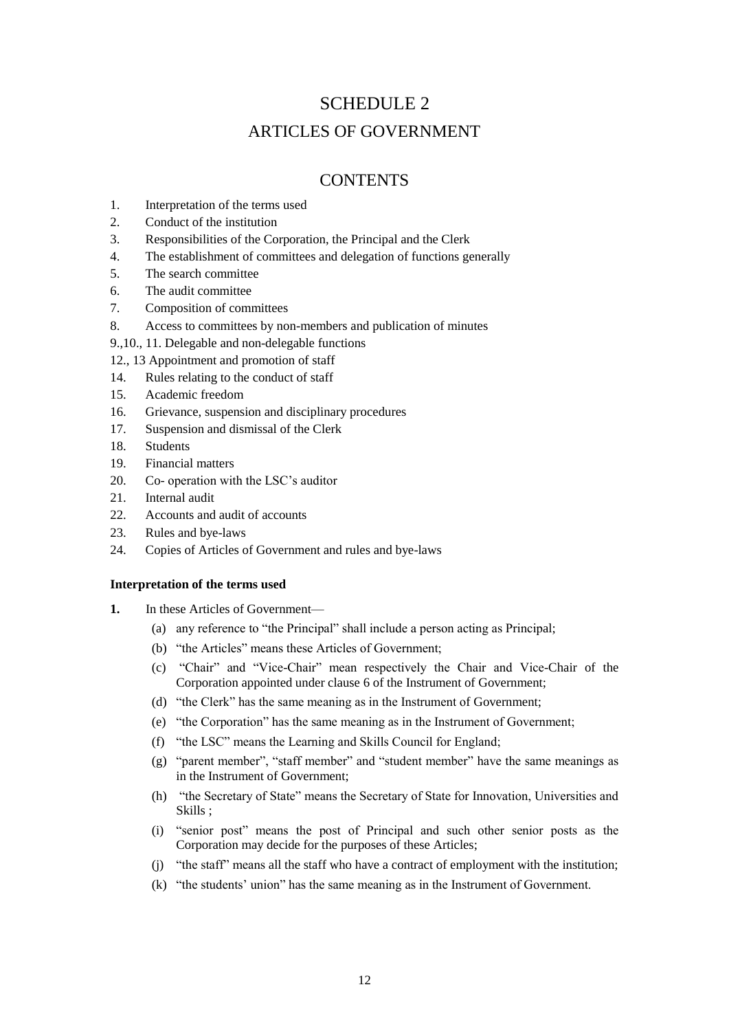# SCHEDULE 2

# ARTICLES OF GOVERNMENT

## CONTENTS

1. Interpretation of the terms used
2. Conduct of the institution
3. Responsibilities of the Corporation, the Principal and the Clerk
4. The establishment of committees and delegation of functions generally
5. The search committee
6. The audit committee
7. Composition of committees
8. Access to committees by non-members and publication of minutes

9.,10., 11. Delegable and non-delegable functions

12., 13 Appointment and promotion of staff

14. Rules relating to the conduct of staff
15. Academic freedom
16. Grievance, suspension and disciplinary procedures
17. Suspension and dismissal of the Clerk
18. Students
19. Financial matters
20. Co- operation with the LSC's auditor
21. Internal audit
22. Accounts and audit of accounts
23. Rules and bye-laws
24. Copies of Articles of Government and rules and bye-laws

**Interpretation of the terms used**

**1.** In these Articles of Government—

(a) any reference to "the Principal" shall include a person acting as Principal;

(b) "the Articles" means these Articles of Government;

(c) "Chair" and "Vice-Chair" mean respectively the Chair and Vice-Chair of the Corporation appointed under clause 6 of the Instrument of Government;

(d) "the Clerk" has the same meaning as in the Instrument of Government;

(e) "the Corporation" has the same meaning as in the Instrument of Government;

(f) "the LSC" means the Learning and Skills Council for England;

(g) "parent member", "staff member" and "student member" have the same meanings as in the Instrument of Government;

(h) "the Secretary of State" means the Secretary of State for Innovation, Universities and Skills ;

(i) "senior post" means the post of Principal and such other senior posts as the Corporation may decide for the purposes of these Articles;

(j) "the staff" means all the staff who have a contract of employment with the institution;

(k) "the students' union" has the same meaning as in the Instrument of Government.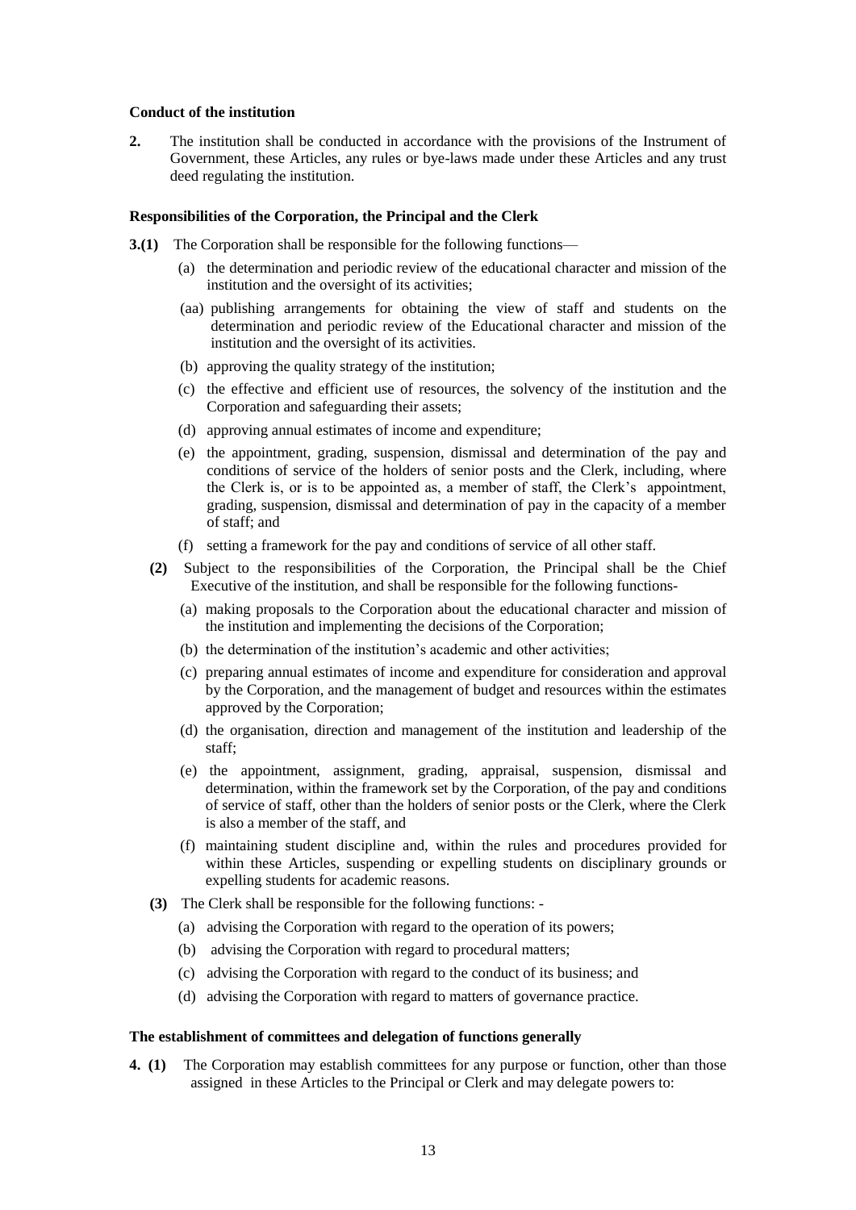**Conduct of the institution**

**2.** The institution shall be conducted in accordance with the provisions of the Instrument of Government, these Articles, any rules or bye-laws made under these Articles and any trust deed regulating the institution.

**Responsibilities of the Corporation, the Principal and the Clerk**

**3.(1)** The Corporation shall be responsible for the following functions—

(a) the determination and periodic review of the educational character and mission of the institution and the oversight of its activities;

(aa) publishing arrangements for obtaining the view of staff and students on the determination and periodic review of the Educational character and mission of the institution and the oversight of its activities.

(b) approving the quality strategy of the institution;

(c) the effective and efficient use of resources, the solvency of the institution and the Corporation and safeguarding their assets;

(d) approving annual estimates of income and expenditure;

(e) the appointment, grading, suspension, dismissal and determination of the pay and conditions of service of the holders of senior posts and the Clerk, including, where the Clerk is, or is to be appointed as, a member of staff, the Clerk's appointment, grading, suspension, dismissal and determination of pay in the capacity of a member of staff; and

(f) setting a framework for the pay and conditions of service of all other staff.

**(2)** Subject to the responsibilities of the Corporation, the Principal shall be the Chief Executive of the institution, and shall be responsible for the following functions-

(a) making proposals to the Corporation about the educational character and mission of the institution and implementing the decisions of the Corporation;

(b) the determination of the institution's academic and other activities;

(c) preparing annual estimates of income and expenditure for consideration and approval by the Corporation, and the management of budget and resources within the estimates approved by the Corporation;

(d) the organisation, direction and management of the institution and leadership of the staff;

(e) the appointment, assignment, grading, appraisal, suspension, dismissal and determination, within the framework set by the Corporation, of the pay and conditions of service of staff, other than the holders of senior posts or the Clerk, where the Clerk is also a member of the staff, and

(f) maintaining student discipline and, within the rules and procedures provided for within these Articles, suspending or expelling students on disciplinary grounds or expelling students for academic reasons.

**(3)** The Clerk shall be responsible for the following functions: -

(a) advising the Corporation with regard to the operation of its powers;

(b) advising the Corporation with regard to procedural matters;

(c) advising the Corporation with regard to the conduct of its business; and

(d) advising the Corporation with regard to matters of governance practice.

**The establishment of committees and delegation of functions generally**

**4. (1)** The Corporation may establish committees for any purpose or function, other than those assigned in these Articles to the Principal or Clerk and may delegate powers to: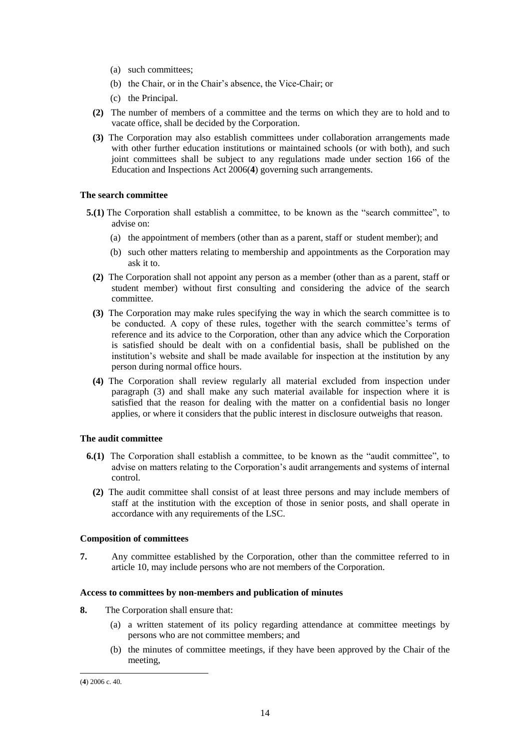(a) such committees;

(b) the Chair, or in the Chair's absence, the Vice-Chair; or

(c) the Principal.

**(2)** The number of members of a committee and the terms on which they are to hold and to vacate office, shall be decided by the Corporation.

**(3)** The Corporation may also establish committees under collaboration arrangements made with other further education institutions or maintained schools (or with both), and such joint committees shall be subject to any regulations made under section 166 of the Education and Inspections Act 2006(**4**) governing such arrangements.

**The search committee**

**5.(1)** The Corporation shall establish a committee, to be known as the "search committee", to advise on:

(a) the appointment of members (other than as a parent, staff or student member); and

(b) such other matters relating to membership and appointments as the Corporation may ask it to.

**(2)** The Corporation shall not appoint any person as a member (other than as a parent, staff or student member) without first consulting and considering the advice of the search committee.

**(3)** The Corporation may make rules specifying the way in which the search committee is to be conducted. A copy of these rules, together with the search committee's terms of reference and its advice to the Corporation, other than any advice which the Corporation is satisfied should be dealt with on a confidential basis, shall be published on the institution's website and shall be made available for inspection at the institution by any person during normal office hours.

**(4)** The Corporation shall review regularly all material excluded from inspection under paragraph (3) and shall make any such material available for inspection where it is satisfied that the reason for dealing with the matter on a confidential basis no longer applies, or where it considers that the public interest in disclosure outweighs that reason.

**The audit committee**

**6.(1)** The Corporation shall establish a committee, to be known as the "audit committee", to advise on matters relating to the Corporation's audit arrangements and systems of internal control.

**(2)** The audit committee shall consist of at least three persons and may include members of staff at the institution with the exception of those in senior posts, and shall operate in accordance with any requirements of the LSC.

**Composition of committees**

**7.** Any committee established by the Corporation, other than the committee referred to in article 10, may include persons who are not members of the Corporation.

**Access to committees by non-members and publication of minutes**

**8.** The Corporation shall ensure that:

(a) a written statement of its policy regarding attendance at committee meetings by persons who are not committee members; and

(b) the minutes of committee meetings, if they have been approved by the Chair of the meeting,

---

(**4**) 2006 c. 40.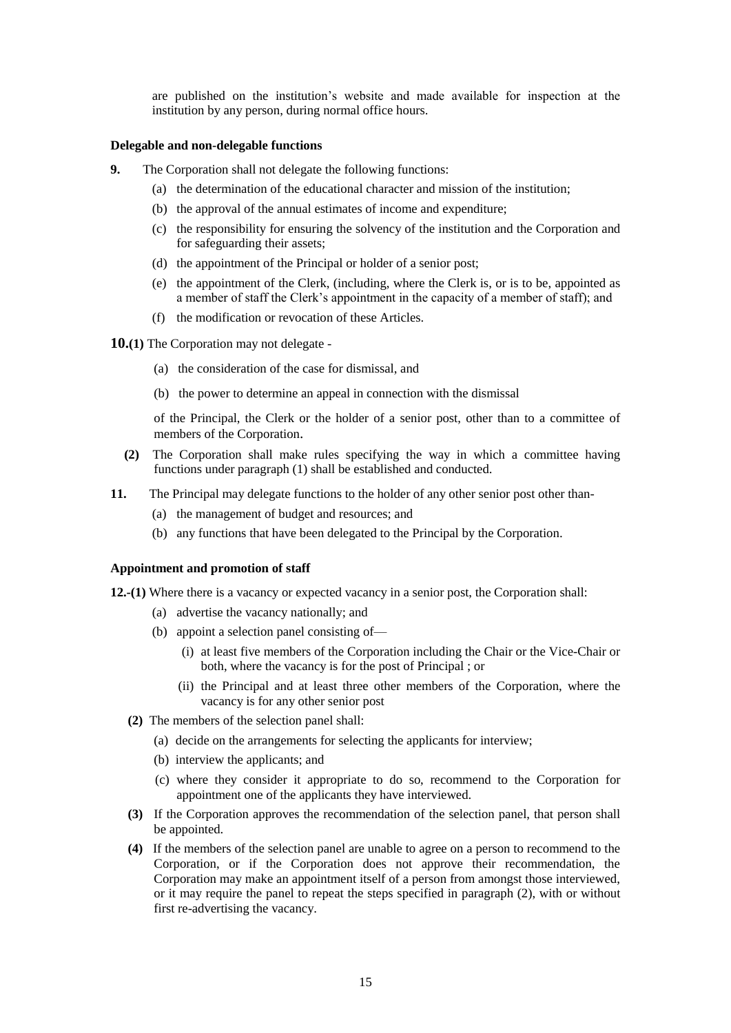are published on the institution's website and made available for inspection at the institution by any person, during normal office hours.

**Delegable and non-delegable functions**

**9.** The Corporation shall not delegate the following functions:

(a) the determination of the educational character and mission of the institution;

(b) the approval of the annual estimates of income and expenditure;

(c) the responsibility for ensuring the solvency of the institution and the Corporation and for safeguarding their assets;

(d) the appointment of the Principal or holder of a senior post;

(e) the appointment of the Clerk, (including, where the Clerk is, or is to be, appointed as a member of staff the Clerk's appointment in the capacity of a member of staff); and

(f) the modification or revocation of these Articles.

**10.(1)** The Corporation may not delegate -

(a) the consideration of the case for dismissal, and

(b) the power to determine an appeal in connection with the dismissal

of the Principal, the Clerk or the holder of a senior post, other than to a committee of members of the Corporation.

**(2)** The Corporation shall make rules specifying the way in which a committee having functions under paragraph (1) shall be established and conducted.

**11.** The Principal may delegate functions to the holder of any other senior post other than-

(a) the management of budget and resources; and

(b) any functions that have been delegated to the Principal by the Corporation.

**Appointment and promotion of staff**

**12.-(1)** Where there is a vacancy or expected vacancy in a senior post, the Corporation shall:

(a) advertise the vacancy nationally; and

(b) appoint a selection panel consisting of—

(i) at least five members of the Corporation including the Chair or the Vice-Chair or both, where the vacancy is for the post of Principal ; or

(ii) the Principal and at least three other members of the Corporation, where the vacancy is for any other senior post

**(2)** The members of the selection panel shall:

(a) decide on the arrangements for selecting the applicants for interview;

(b) interview the applicants; and

(c) where they consider it appropriate to do so, recommend to the Corporation for appointment one of the applicants they have interviewed.

**(3)** If the Corporation approves the recommendation of the selection panel, that person shall be appointed.

**(4)** If the members of the selection panel are unable to agree on a person to recommend to the Corporation, or if the Corporation does not approve their recommendation, the Corporation may make an appointment itself of a person from amongst those interviewed, or it may require the panel to repeat the steps specified in paragraph (2), with or without first re-advertising the vacancy.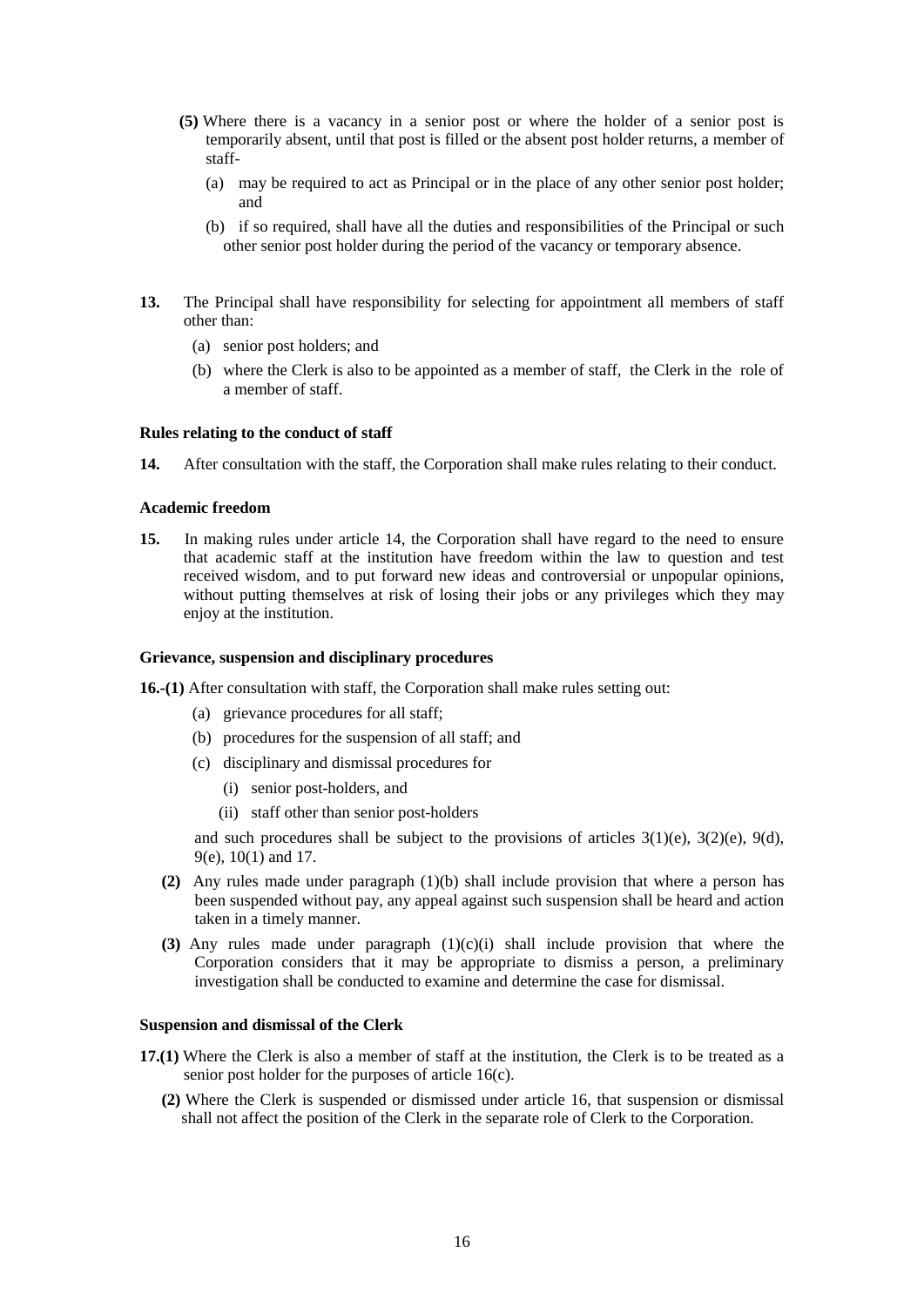**(5)** Where there is a vacancy in a senior post or where the holder of a senior post is temporarily absent, until that post is filled or the absent post holder returns, a member of staff-

(a) may be required to act as Principal or in the place of any other senior post holder; and

(b) if so required, shall have all the duties and responsibilities of the Principal or such other senior post holder during the period of the vacancy or temporary absence.

**13.** The Principal shall have responsibility for selecting for appointment all members of staff other than:

(a) senior post holders; and

(b) where the Clerk is also to be appointed as a member of staff, the Clerk in the role of a member of staff.

**Rules relating to the conduct of staff**

**14.** After consultation with the staff, the Corporation shall make rules relating to their conduct.

**Academic freedom**

**15.** In making rules under article 14, the Corporation shall have regard to the need to ensure that academic staff at the institution have freedom within the law to question and test received wisdom, and to put forward new ideas and controversial or unpopular opinions, without putting themselves at risk of losing their jobs or any privileges which they may enjoy at the institution.

**Grievance, suspension and disciplinary procedures**

**16.-(1)** After consultation with staff, the Corporation shall make rules setting out:

(a) grievance procedures for all staff;

(b) procedures for the suspension of all staff; and

(c) disciplinary and dismissal procedures for

(i) senior post-holders, and

(ii) staff other than senior post-holders

and such procedures shall be subject to the provisions of articles 3(1)(e), 3(2)(e), 9(d), 9(e), 10(1) and 17.

**(2)** Any rules made under paragraph (1)(b) shall include provision that where a person has been suspended without pay, any appeal against such suspension shall be heard and action taken in a timely manner.

**(3)** Any rules made under paragraph (1)(c)(i) shall include provision that where the Corporation considers that it may be appropriate to dismiss a person, a preliminary investigation shall be conducted to examine and determine the case for dismissal.

**Suspension and dismissal of the Clerk**

**17.(1)** Where the Clerk is also a member of staff at the institution, the Clerk is to be treated as a senior post holder for the purposes of article 16(c).

**(2)** Where the Clerk is suspended or dismissed under article 16, that suspension or dismissal shall not affect the position of the Clerk in the separate role of Clerk to the Corporation.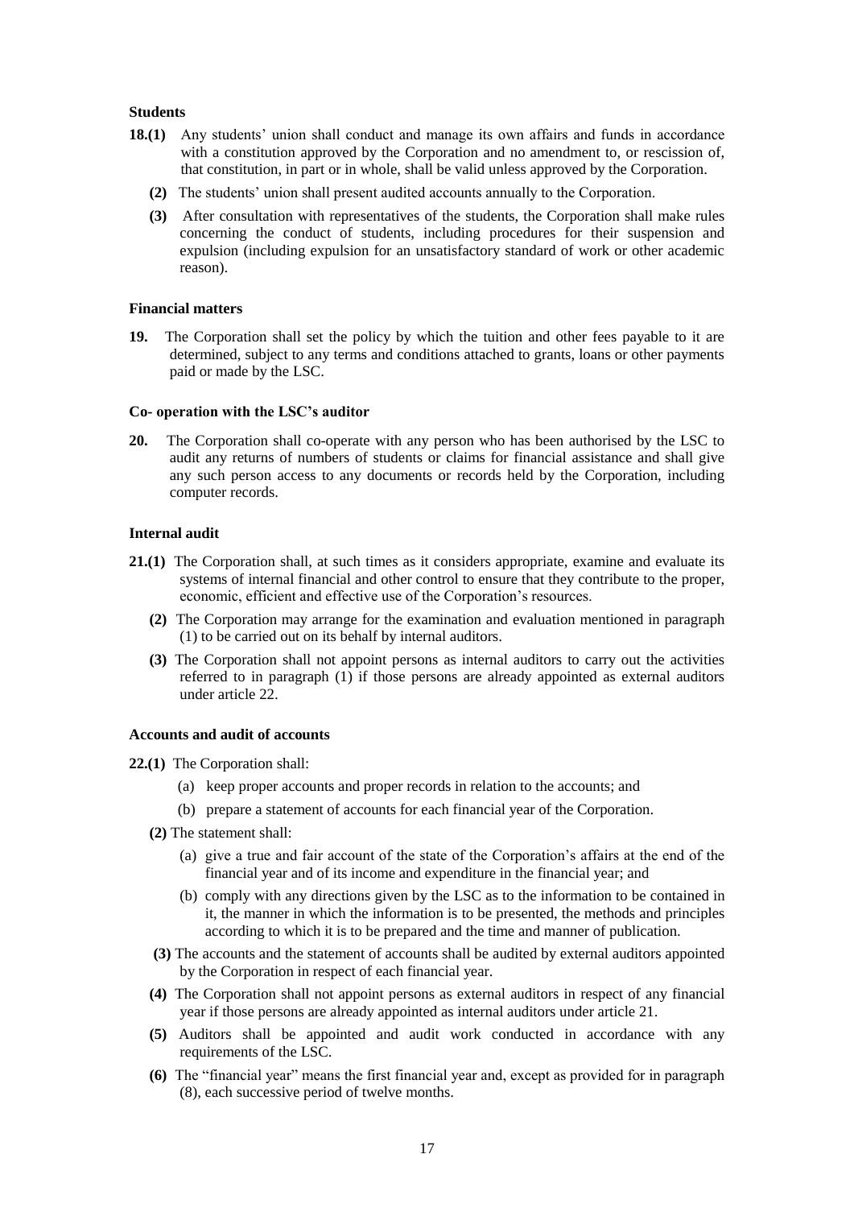**Students**

**18.(1)** Any students' union shall conduct and manage its own affairs and funds in accordance with a constitution approved by the Corporation and no amendment to, or rescission of, that constitution, in part or in whole, shall be valid unless approved by the Corporation.

**(2)** The students' union shall present audited accounts annually to the Corporation.

**(3)** After consultation with representatives of the students, the Corporation shall make rules concerning the conduct of students, including procedures for their suspension and expulsion (including expulsion for an unsatisfactory standard of work or other academic reason).

**Financial matters**

**19.** The Corporation shall set the policy by which the tuition and other fees payable to it are determined, subject to any terms and conditions attached to grants, loans or other payments paid or made by the LSC.

**Co- operation with the LSC's auditor**

**20.** The Corporation shall co-operate with any person who has been authorised by the LSC to audit any returns of numbers of students or claims for financial assistance and shall give any such person access to any documents or records held by the Corporation, including computer records.

**Internal audit**

**21.(1)** The Corporation shall, at such times as it considers appropriate, examine and evaluate its systems of internal financial and other control to ensure that they contribute to the proper, economic, efficient and effective use of the Corporation's resources.

**(2)** The Corporation may arrange for the examination and evaluation mentioned in paragraph (1) to be carried out on its behalf by internal auditors.

**(3)** The Corporation shall not appoint persons as internal auditors to carry out the activities referred to in paragraph (1) if those persons are already appointed as external auditors under article 22.

**Accounts and audit of accounts**

**22.(1)** The Corporation shall:

(a) keep proper accounts and proper records in relation to the accounts; and

(b) prepare a statement of accounts for each financial year of the Corporation.

**(2)** The statement shall:

(a) give a true and fair account of the state of the Corporation's affairs at the end of the financial year and of its income and expenditure in the financial year; and

(b) comply with any directions given by the LSC as to the information to be contained in it, the manner in which the information is to be presented, the methods and principles according to which it is to be prepared and the time and manner of publication.

**(3)** The accounts and the statement of accounts shall be audited by external auditors appointed by the Corporation in respect of each financial year.

**(4)** The Corporation shall not appoint persons as external auditors in respect of any financial year if those persons are already appointed as internal auditors under article 21.

**(5)** Auditors shall be appointed and audit work conducted in accordance with any requirements of the LSC.

**(6)** The "financial year" means the first financial year and, except as provided for in paragraph (8), each successive period of twelve months.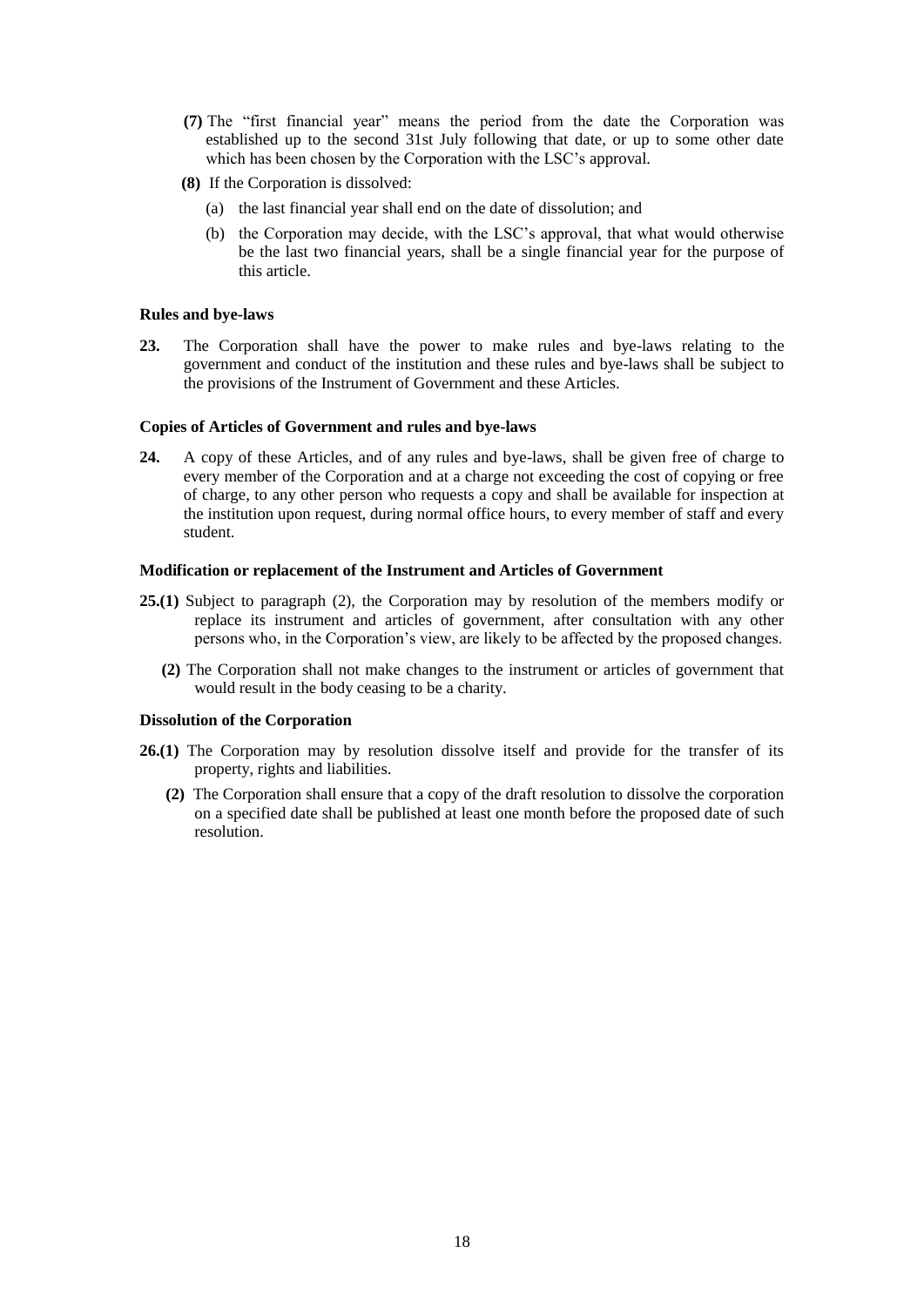**(7)** The "first financial year" means the period from the date the Corporation was established up to the second 31st July following that date, or up to some other date which has been chosen by the Corporation with the LSC's approval.

**(8)** If the Corporation is dissolved:

(a) the last financial year shall end on the date of dissolution; and

(b) the Corporation may decide, with the LSC's approval, that what would otherwise be the last two financial years, shall be a single financial year for the purpose of this article.

**Rules and bye-laws**

**23.** The Corporation shall have the power to make rules and bye-laws relating to the government and conduct of the institution and these rules and bye-laws shall be subject to the provisions of the Instrument of Government and these Articles.

**Copies of Articles of Government and rules and bye-laws**

**24.** A copy of these Articles, and of any rules and bye-laws, shall be given free of charge to every member of the Corporation and at a charge not exceeding the cost of copying or free of charge, to any other person who requests a copy and shall be available for inspection at the institution upon request, during normal office hours, to every member of staff and every student.

**Modification or replacement of the Instrument and Articles of Government**

**25.(1)** Subject to paragraph (2), the Corporation may by resolution of the members modify or replace its instrument and articles of government, after consultation with any other persons who, in the Corporation's view, are likely to be affected by the proposed changes.

**(2)** The Corporation shall not make changes to the instrument or articles of government that would result in the body ceasing to be a charity.

**Dissolution of the Corporation**

**26.(1)** The Corporation may by resolution dissolve itself and provide for the transfer of its property, rights and liabilities.

**(2)** The Corporation shall ensure that a copy of the draft resolution to dissolve the corporation on a specified date shall be published at least one month before the proposed date of such resolution.